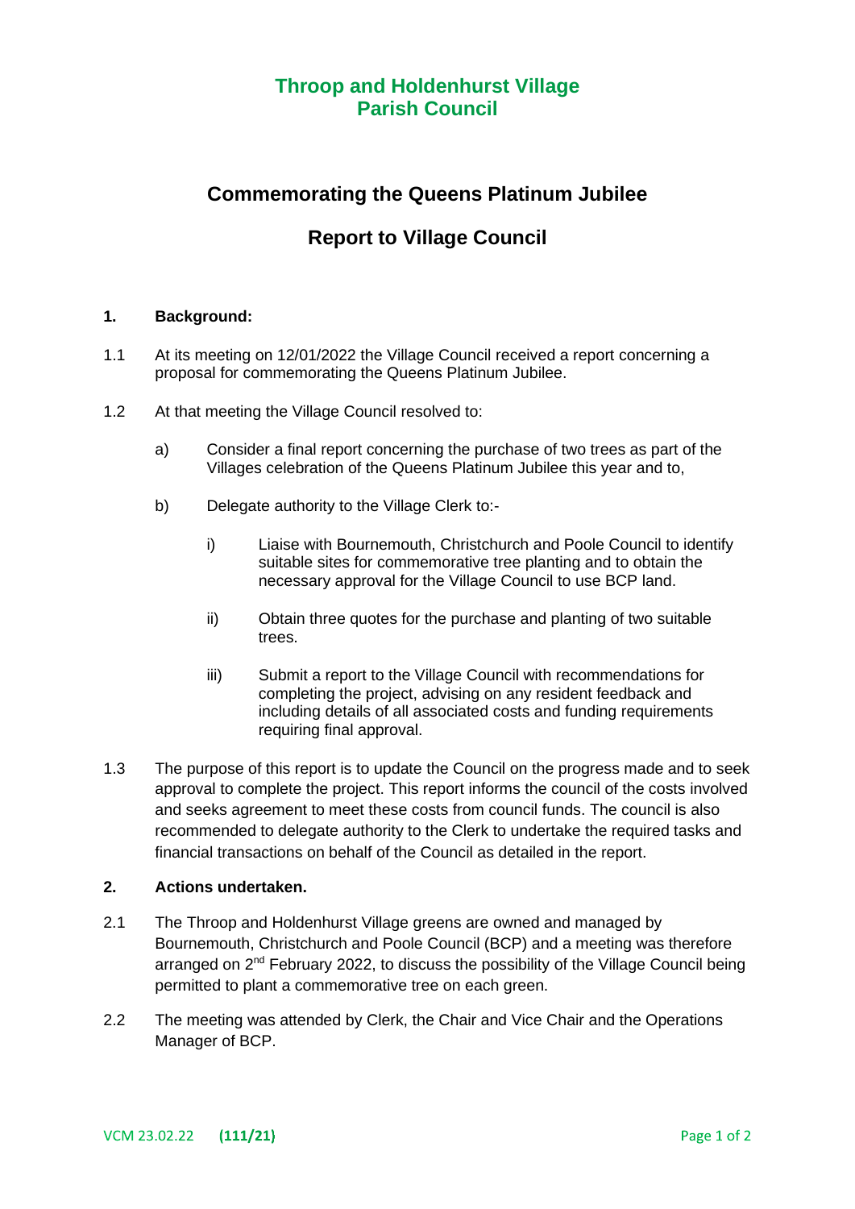# Throop and Holdenhurst Village Parish Council

## Commemorating the Queens Platinum Jubilee

## Report to Village Council

**1. Background:**

1.1 At its meeting on 12/01/2022 the Village Council received a report concerning a proposal for commemorating the Queens Platinum Jubilee.

1.2 At that meeting the Village Council resolved to:

a) Consider a final report concerning the purchase of two trees as part of the Villages celebration of the Queens Platinum Jubilee this year and to,

b) Delegate authority to the Village Clerk to:-

i) Liaise with Bournemouth, Christchurch and Poole Council to identify suitable sites for commemorative tree planting and to obtain the necessary approval for the Village Council to use BCP land.

ii) Obtain three quotes for the purchase and planting of two suitable trees.

iii) Submit a report to the Village Council with recommendations for completing the project, advising on any resident feedback and including details of all associated costs and funding requirements requiring final approval.

1.3 The purpose of this report is to update the Council on the progress made and to seek approval to complete the project. This report informs the council of the costs involved and seeks agreement to meet these costs from council funds. The council is also recommended to delegate authority to the Clerk to undertake the required tasks and financial transactions on behalf of the Council as detailed in the report.

**2. Actions undertaken.**

2.1 The Throop and Holdenhurst Village greens are owned and managed by Bournemouth, Christchurch and Poole Council (BCP) and a meeting was therefore arranged on 2nd February 2022, to discuss the possibility of the Village Council being permitted to plant a commemorative tree on each green.

2.2 The meeting was attended by Clerk, the Chair and Vice Chair and the Operations Manager of BCP.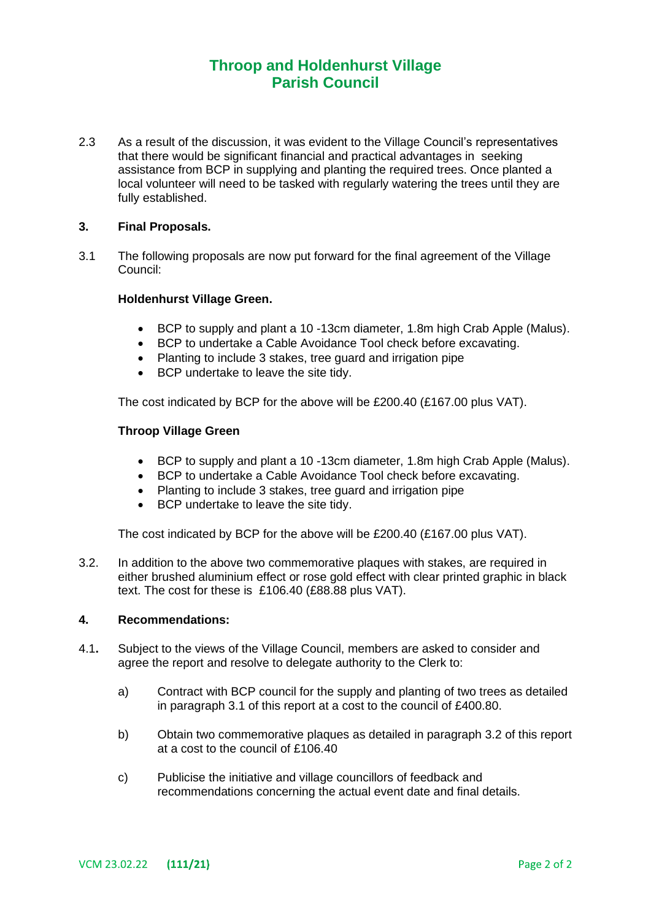# Throop and Holdenhurst Village Parish Council

2.3 As a result of the discussion, it was evident to the Village Council's representatives that there would be significant financial and practical advantages in seeking assistance from BCP in supplying and planting the required trees. Once planted a local volunteer will need to be tasked with regularly watering the trees until they are fully established.

**3. Final Proposals.**

3.1 The following proposals are now put forward for the final agreement of the Village Council:

**Holdenhurst Village Green.**

- BCP to supply and plant a 10 -13cm diameter, 1.8m high Crab Apple (Malus).
- BCP to undertake a Cable Avoidance Tool check before excavating.
- Planting to include 3 stakes, tree guard and irrigation pipe
- BCP undertake to leave the site tidy.

The cost indicated by BCP for the above will be £200.40 (£167.00 plus VAT).

**Throop Village Green**

- BCP to supply and plant a 10 -13cm diameter, 1.8m high Crab Apple (Malus).
- BCP to undertake a Cable Avoidance Tool check before excavating.
- Planting to include 3 stakes, tree guard and irrigation pipe
- BCP undertake to leave the site tidy.

The cost indicated by BCP for the above will be £200.40 (£167.00 plus VAT).

3.2. In addition to the above two commemorative plaques with stakes, are required in either brushed aluminium effect or rose gold effect with clear printed graphic in black text. The cost for these is £106.40 (£88.88 plus VAT).

**4. Recommendations:**

4.1**.** Subject to the views of the Village Council, members are asked to consider and agree the report and resolve to delegate authority to the Clerk to:

a) Contract with BCP council for the supply and planting of two trees as detailed in paragraph 3.1 of this report at a cost to the council of £400.80.

b) Obtain two commemorative plaques as detailed in paragraph 3.2 of this report at a cost to the council of £106.40

c) Publicise the initiative and village councillors of feedback and recommendations concerning the actual event date and final details.

VCM 23.02.22 **(111/21)**